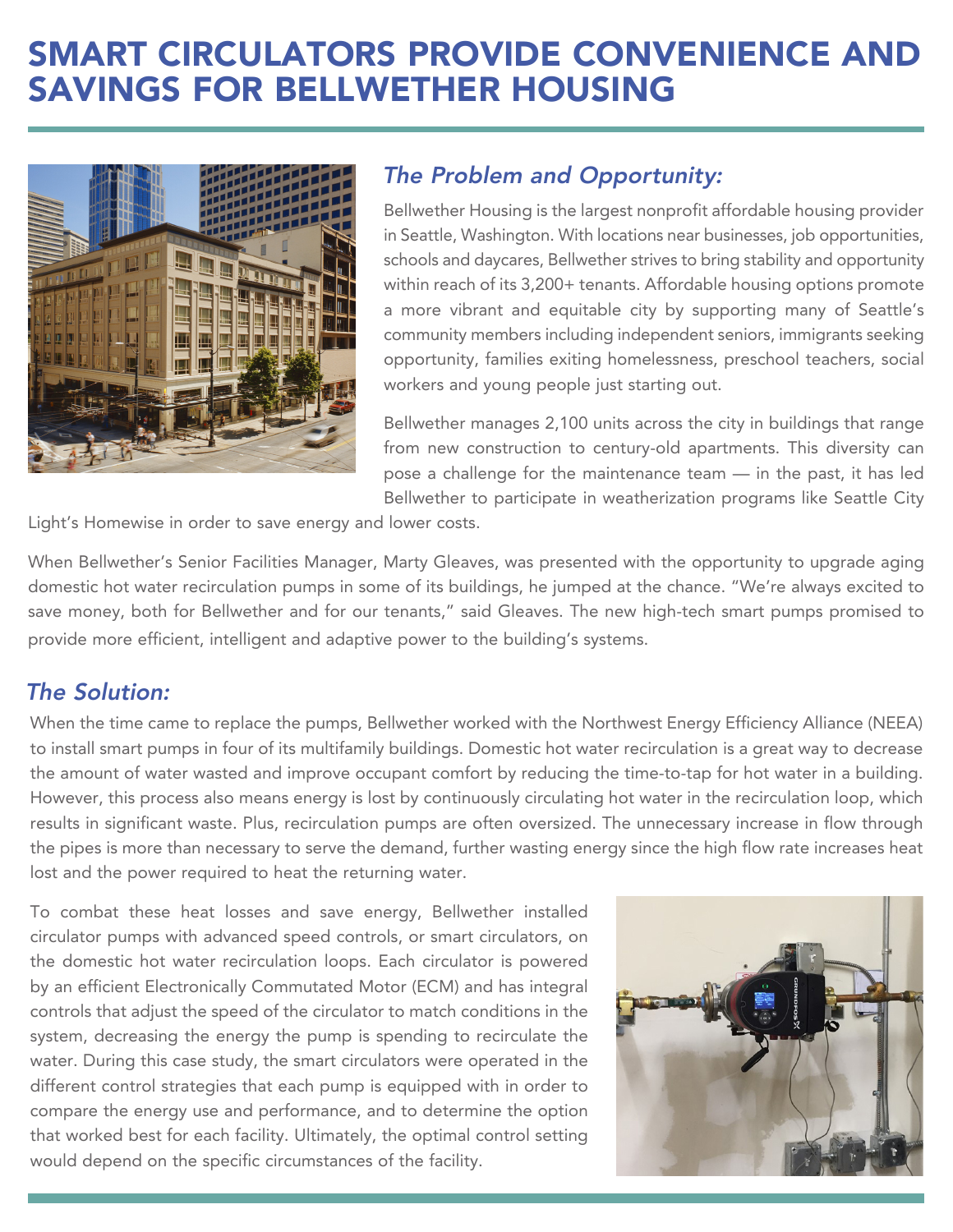# SMART CIRCULATORS PROVIDE CONVENIENCE AND SAVINGS FOR BELLWETHER HOUSING

## *The Problem and Opportunity:*

Bellwether Housing is the largest nonprofit affordable housing provider in Seattle, Washington. With locations near businesses, job opportunities, schools and daycares, Bellwether strives to bring stability and opportunity within reach of its 3,200+ tenants. Affordable housing options promote a more vibrant and equitable city by supporting many of Seattle's community members including independent seniors, immigrants seeking opportunity, families exiting homelessness, preschool teachers, social workers and young people just starting out.

Bellwether manages 2,100 units across the city in buildings that range from new construction to century-old apartments. This diversity can pose a challenge for the maintenance team — in the past, it has led Bellwether to participate in weatherization programs like Seattle City Light's Homewise in order to save energy and lower costs.

When Bellwether's Senior Facilities Manager, Marty Gleaves, was presented with the opportunity to upgrade aging domestic hot water recirculation pumps in some of its buildings, he jumped at the chance. "We're always excited to save money, both for Bellwether and for our tenants," said Gleaves. The new high-tech smart pumps promised to provide more efficient, intelligent and adaptive power to the building's systems.

## *The Solution:*

When the time came to replace the pumps, Bellwether worked with the Northwest Energy Efficiency Alliance (NEEA) to install smart pumps in four of its multifamily buildings. Domestic hot water recirculation is a great way to decrease the amount of water wasted and improve occupant comfort by reducing the time-to-tap for hot water in a building. However, this process also means energy is lost by continuously circulating hot water in the recirculation loop, which results in significant waste. Plus, recirculation pumps are often oversized. The unnecessary increase in flow through the pipes is more than necessary to serve the demand, further wasting energy since the high flow rate increases heat lost and the power required to heat the returning water.

To combat these heat losses and save energy, Bellwether installed circulator pumps with advanced speed controls, or smart circulators, on the domestic hot water recirculation loops. Each circulator is powered by an efficient Electronically Commutated Motor (ECM) and has integral controls that adjust the speed of the circulator to match conditions in the system, decreasing the energy the pump is spending to recirculate the water. During this case study, the smart circulators were operated in the different control strategies that each pump is equipped with in order to compare the energy use and performance, and to determine the option that worked best for each facility. Ultimately, the optimal control setting would depend on the specific circumstances of the facility.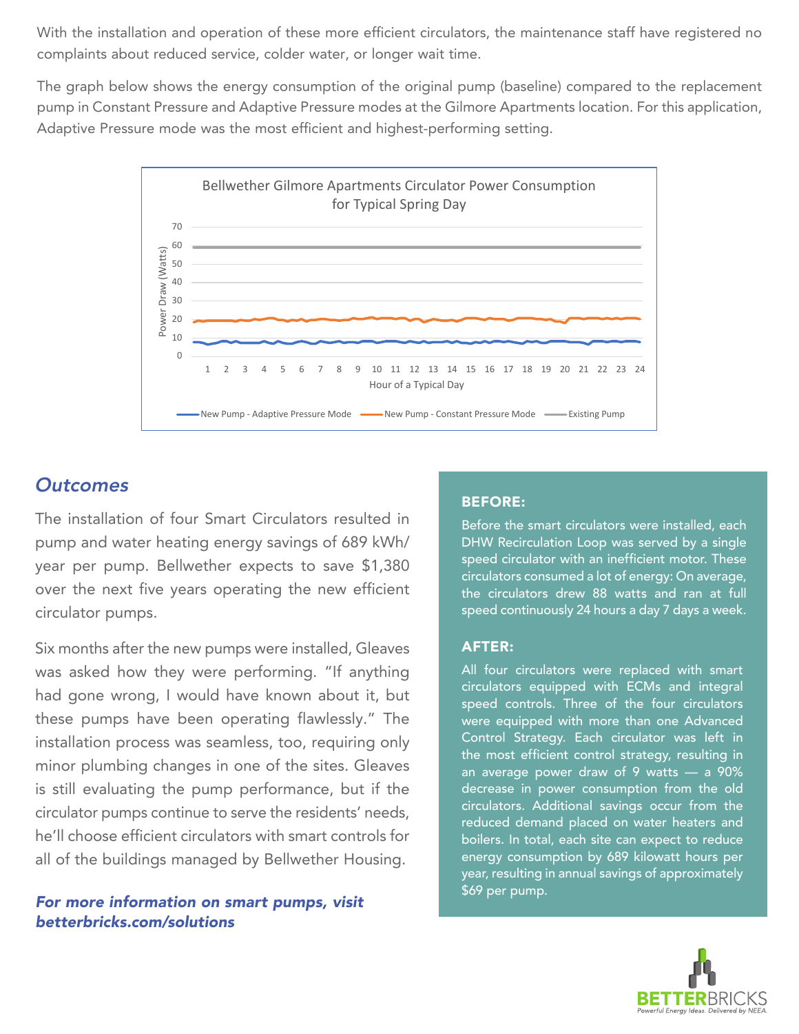With the installation and operation of these more efficient circulators, the maintenance staff have registered no complaints about reduced service, colder water, or longer wait time.

The graph below shows the energy consumption of the original pump (baseline) compared to the replacement pump in Constant Pressure and Adaptive Pressure modes at the Gilmore Apartments location. For this application, Adaptive Pressure mode was the most efficient and highest-performing setting.

Bellwether Gilmore Apartments Circulator Power Consumption for Typical Spring Day

Power Draw (Watts)

0
10
20
30
40
50
60
70

Hour of a Typical Day

1 2 3 4 5 6 7 8 9 10 11 12 13 14 15 16 17 18 19 20 21 22 23 24

New Pump - Adaptive Pressure Mode
New Pump - Constant Pressure Mode
Existing Pump

## Outcomes

The installation of four Smart Circulators resulted in pump and water heating energy savings of 689 kWh/year per pump. Bellwether expects to save $1,380 over the next five years operating the new efficient circulator pumps.

Six months after the new pumps were installed, Gleaves was asked how they were performing. "If anything had gone wrong, I would have known about it, but these pumps have been operating flawlessly." The installation process was seamless, too, requiring only minor plumbing changes in one of the sites. Gleaves is still evaluating the pump performance, but if the circulator pumps continue to serve the residents' needs, he'll choose efficient circulators with smart controls for all of the buildings managed by Bellwether Housing.

***For more information on smart pumps, visit betterbricks.com/solutions***

### BEFORE:

Before the smart circulators were installed, each DHW Recirculation Loop was served by a single speed circulator with an inefficient motor. These circulators consumed a lot of energy: On average, the circulators drew 88 watts and ran at full speed continuously 24 hours a day 7 days a week.

### AFTER:

All four circulators were replaced with smart circulators equipped with ECMs and integral speed controls. Three of the four circulators were equipped with more than one Advanced Control Strategy. Each circulator was left in the most efficient control strategy, resulting in an average power draw of 9 watts — a 90% decrease in power consumption from the old circulators. Additional savings occur from the reduced demand placed on water heaters and boilers. In total, each site can expect to reduce energy consumption by 689 kilowatt hours per year, resulting in annual savings of approximately $69 per pump.

BETTERBRICKS
Powerful Energy Ideas. Delivered by NEEA.